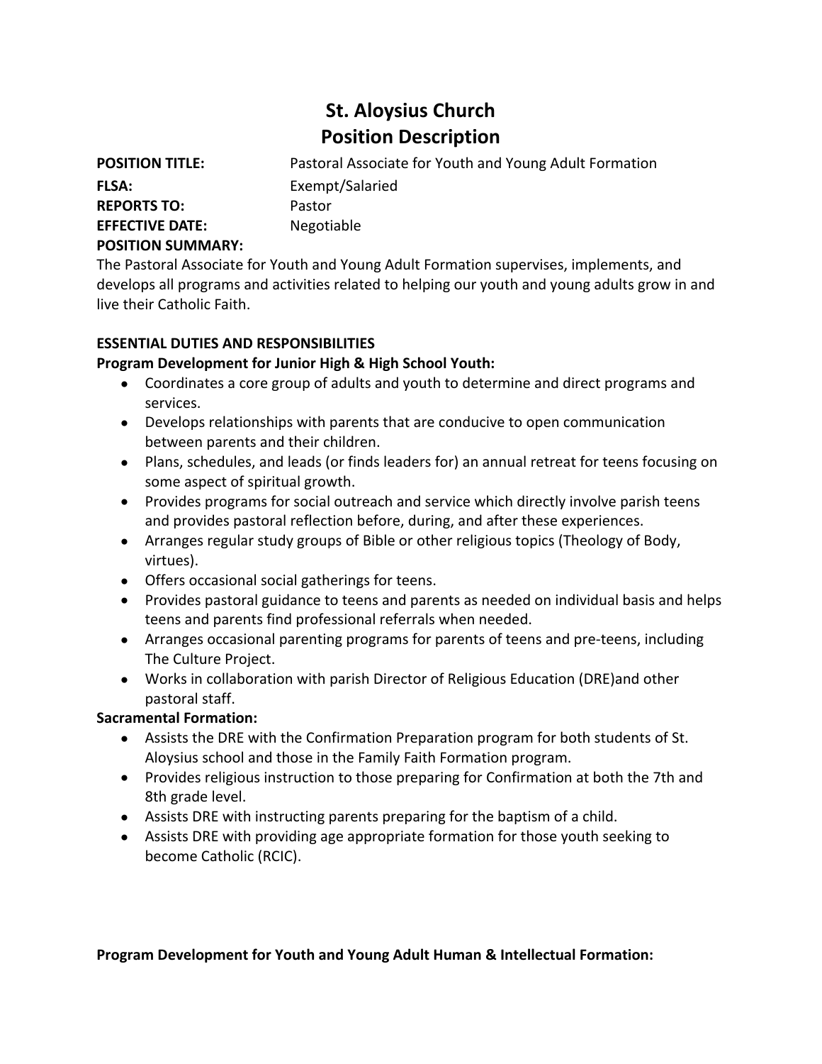# St. Aloysius Church
# Position Description

**POSITION TITLE:** Pastoral Associate for Youth and Young Adult Formation

**FLSA:** Exempt/Salaried

**REPORTS TO:** Pastor

**EFFECTIVE DATE:** Negotiable

**POSITION SUMMARY:**

The Pastoral Associate for Youth and Young Adult Formation supervises, implements, and develops all programs and activities related to helping our youth and young adults grow in and live their Catholic Faith.

**ESSENTIAL DUTIES AND RESPONSIBILITIES**

**Program Development for Junior High & High School Youth:**

- Coordinates a core group of adults and youth to determine and direct programs and services.
- Develops relationships with parents that are conducive to open communication between parents and their children.
- Plans, schedules, and leads (or finds leaders for) an annual retreat for teens focusing on some aspect of spiritual growth.
- Provides programs for social outreach and service which directly involve parish teens and provides pastoral reflection before, during, and after these experiences.
- Arranges regular study groups of Bible or other religious topics (Theology of Body, virtues).
- Offers occasional social gatherings for teens.
- Provides pastoral guidance to teens and parents as needed on individual basis and helps teens and parents find professional referrals when needed.
- Arranges occasional parenting programs for parents of teens and pre-teens, including The Culture Project.
- Works in collaboration with parish Director of Religious Education (DRE)and other pastoral staff.

**Sacramental Formation:**

- Assists the DRE with the Confirmation Preparation program for both students of St. Aloysius school and those in the Family Faith Formation program.
- Provides religious instruction to those preparing for Confirmation at both the 7th and 8th grade level.
- Assists DRE with instructing parents preparing for the baptism of a child.
- Assists DRE with providing age appropriate formation for those youth seeking to become Catholic (RCIC).

**Program Development for Youth and Young Adult Human & Intellectual Formation:**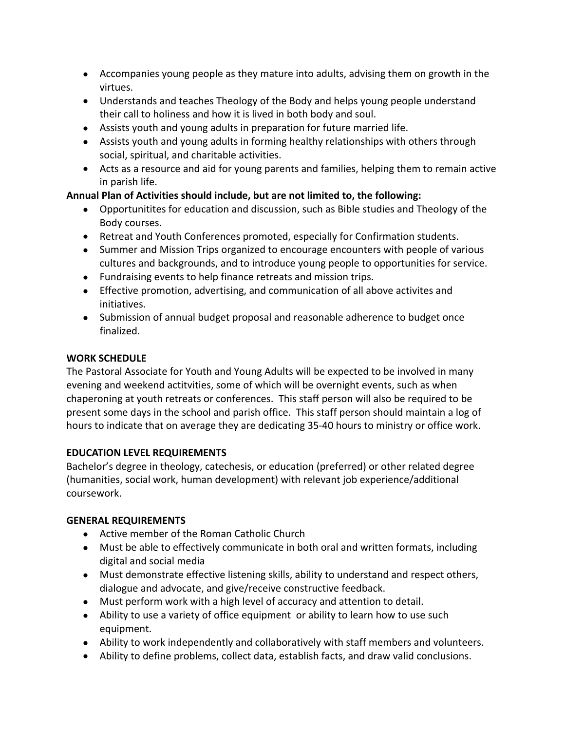- Accompanies young people as they mature into adults, advising them on growth in the virtues.
- Understands and teaches Theology of the Body and helps young people understand their call to holiness and how it is lived in both body and soul.
- Assists youth and young adults in preparation for future married life.
- Assists youth and young adults in forming healthy relationships with others through social, spiritual, and charitable activities.
- Acts as a resource and aid for young parents and families, helping them to remain active in parish life.

**Annual Plan of Activities should include, but are not limited to, the following:**

- Opportunitites for education and discussion, such as Bible studies and Theology of the Body courses.
- Retreat and Youth Conferences promoted, especially for Confirmation students.
- Summer and Mission Trips organized to encourage encounters with people of various cultures and backgrounds, and to introduce young people to opportunities for service.
- Fundraising events to help finance retreats and mission trips.
- Effective promotion, advertising, and communication of all above activites and initiatives.
- Submission of annual budget proposal and reasonable adherence to budget once finalized.

**WORK SCHEDULE**

The Pastoral Associate for Youth and Young Adults will be expected to be involved in many evening and weekend actitvities, some of which will be overnight events, such as when chaperoning at youth retreats or conferences. This staff person will also be required to be present some days in the school and parish office. This staff person should maintain a log of hours to indicate that on average they are dedicating 35-40 hours to ministry or office work.

**EDUCATION LEVEL REQUIREMENTS**

Bachelor's degree in theology, catechesis, or education (preferred) or other related degree (humanities, social work, human development) with relevant job experience/additional coursework.

**GENERAL REQUIREMENTS**

- Active member of the Roman Catholic Church
- Must be able to effectively communicate in both oral and written formats, including digital and social media
- Must demonstrate effective listening skills, ability to understand and respect others, dialogue and advocate, and give/receive constructive feedback.
- Must perform work with a high level of accuracy and attention to detail.
- Ability to use a variety of office equipment or ability to learn how to use such equipment.
- Ability to work independently and collaboratively with staff members and volunteers.
- Ability to define problems, collect data, establish facts, and draw valid conclusions.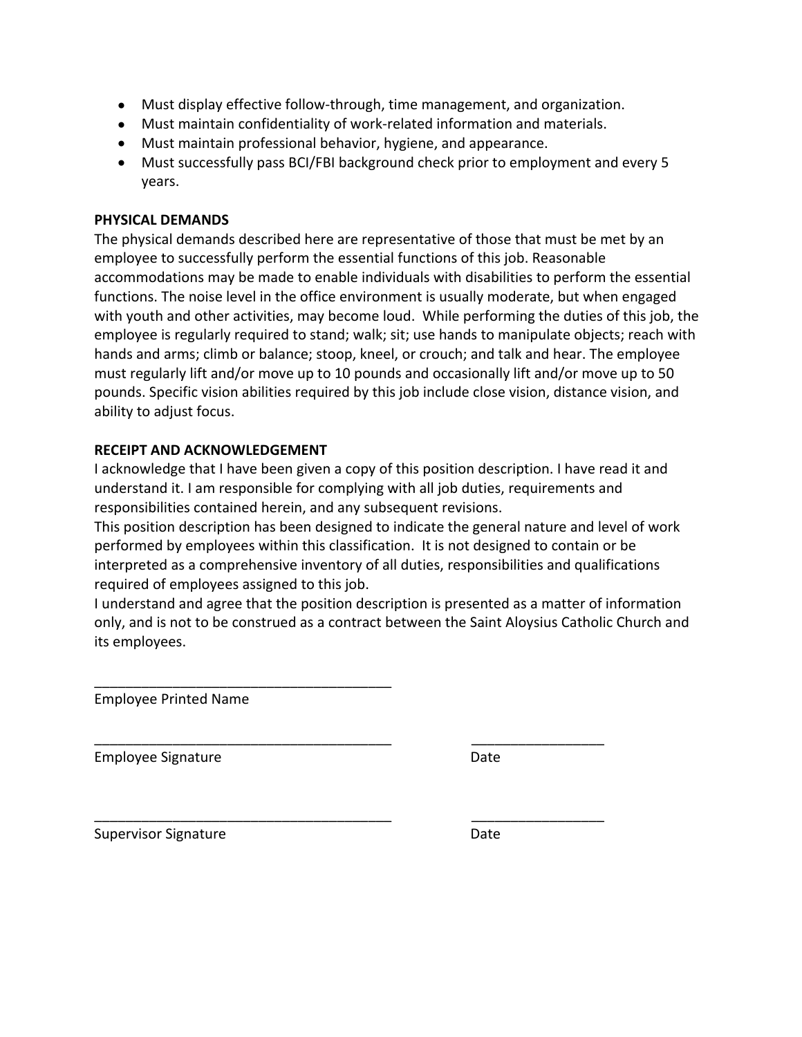- Must display effective follow-through, time management, and organization.
- Must maintain confidentiality of work-related information and materials.
- Must maintain professional behavior, hygiene, and appearance.
- Must successfully pass BCI/FBI background check prior to employment and every 5 years.

**PHYSICAL DEMANDS**

The physical demands described here are representative of those that must be met by an employee to successfully perform the essential functions of this job. Reasonable accommodations may be made to enable individuals with disabilities to perform the essential functions. The noise level in the office environment is usually moderate, but when engaged with youth and other activities, may become loud. While performing the duties of this job, the employee is regularly required to stand; walk; sit; use hands to manipulate objects; reach with hands and arms; climb or balance; stoop, kneel, or crouch; and talk and hear. The employee must regularly lift and/or move up to 10 pounds and occasionally lift and/or move up to 50 pounds. Specific vision abilities required by this job include close vision, distance vision, and ability to adjust focus.

**RECEIPT AND ACKNOWLEDGEMENT**

I acknowledge that I have been given a copy of this position description. I have read it and understand it. I am responsible for complying with all job duties, requirements and responsibilities contained herein, and any subsequent revisions.

This position description has been designed to indicate the general nature and level of work performed by employees within this classification. It is not designed to contain or be interpreted as a comprehensive inventory of all duties, responsibilities and qualifications required of employees assigned to this job.

I understand and agree that the position description is presented as a matter of information only, and is not to be construed as a contract between the Saint Aloysius Catholic Church and its employees.

_______________________________________
Employee Printed Name

_______________________________________ _________________
Employee Signature Date

_______________________________________ _________________
Supervisor Signature Date